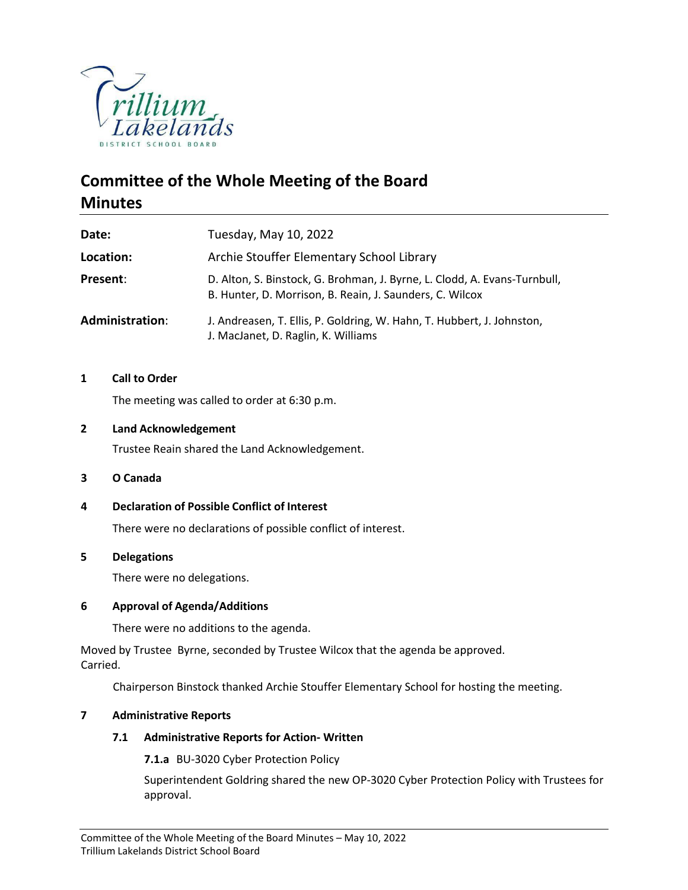Trillium Lakelands District School Board

# Committee of the Whole Meeting of the Board Minutes

| | |
|---|---|
| **Date:** | Tuesday, May 10, 2022 |
| **Location:** | Archie Stouffer Elementary School Library |
| **Present:** | D. Alton, S. Binstock, G. Brohman, J. Byrne, L. Clodd, A. Evans-Turnbull, B. Hunter, D. Morrison, B. Reain, J. Saunders, C. Wilcox |
| **Administration:** | J. Andreasen, T. Ellis, P. Goldring, W. Hahn, T. Hubbert, J. Johnston, J. MacJanet, D. Raglin, K. Williams |

## 1 Call to Order

The meeting was called to order at 6:30 p.m.

## 2 Land Acknowledgement

Trustee Reain shared the Land Acknowledgement.

## 3 O Canada

## 4 Declaration of Possible Conflict of Interest

There were no declarations of possible conflict of interest.

## 5 Delegations

There were no delegations.

## 6 Approval of Agenda/Additions

There were no additions to the agenda.

Moved by Trustee Byrne, seconded by Trustee Wilcox that the agenda be approved.
Carried.

Chairperson Binstock thanked Archie Stouffer Elementary School for hosting the meeting.

## 7 Administrative Reports

### 7.1 Administrative Reports for Action- Written

**7.1.a** BU-3020 Cyber Protection Policy

Superintendent Goldring shared the new OP-3020 Cyber Protection Policy with Trustees for approval.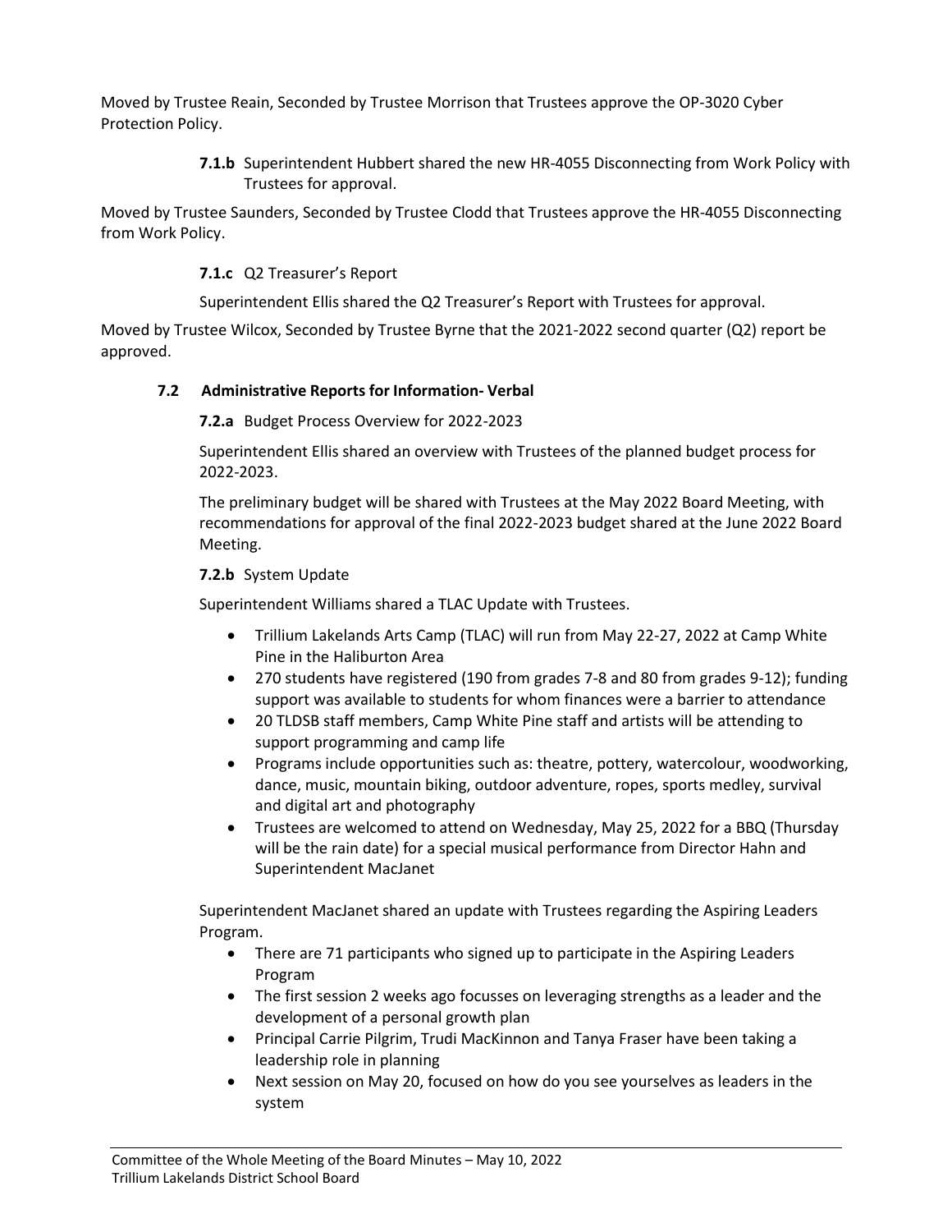Moved by Trustee Reain, Seconded by Trustee Morrison that Trustees approve the OP-3020 Cyber Protection Policy.

**7.1.b** Superintendent Hubbert shared the new HR-4055 Disconnecting from Work Policy with Trustees for approval.

Moved by Trustee Saunders, Seconded by Trustee Clodd that Trustees approve the HR-4055 Disconnecting from Work Policy.

**7.1.c** Q2 Treasurer's Report

Superintendent Ellis shared the Q2 Treasurer's Report with Trustees for approval.

Moved by Trustee Wilcox, Seconded by Trustee Byrne that the 2021-2022 second quarter (Q2) report be approved.

### 7.2 Administrative Reports for Information- Verbal

**7.2.a** Budget Process Overview for 2022-2023

Superintendent Ellis shared an overview with Trustees of the planned budget process for 2022-2023.

The preliminary budget will be shared with Trustees at the May 2022 Board Meeting, with recommendations for approval of the final 2022-2023 budget shared at the June 2022 Board Meeting.

**7.2.b** System Update

Superintendent Williams shared a TLAC Update with Trustees.

- Trillium Lakelands Arts Camp (TLAC) will run from May 22-27, 2022 at Camp White Pine in the Haliburton Area
- 270 students have registered (190 from grades 7-8 and 80 from grades 9-12); funding support was available to students for whom finances were a barrier to attendance
- 20 TLDSB staff members, Camp White Pine staff and artists will be attending to support programming and camp life
- Programs include opportunities such as: theatre, pottery, watercolour, woodworking, dance, music, mountain biking, outdoor adventure, ropes, sports medley, survival and digital art and photography
- Trustees are welcomed to attend on Wednesday, May 25, 2022 for a BBQ (Thursday will be the rain date) for a special musical performance from Director Hahn and Superintendent MacJanet

Superintendent MacJanet shared an update with Trustees regarding the Aspiring Leaders Program.

- There are 71 participants who signed up to participate in the Aspiring Leaders Program
- The first session 2 weeks ago focusses on leveraging strengths as a leader and the development of a personal growth plan
- Principal Carrie Pilgrim, Trudi MacKinnon and Tanya Fraser have been taking a leadership role in planning
- Next session on May 20, focused on how do you see yourselves as leaders in the system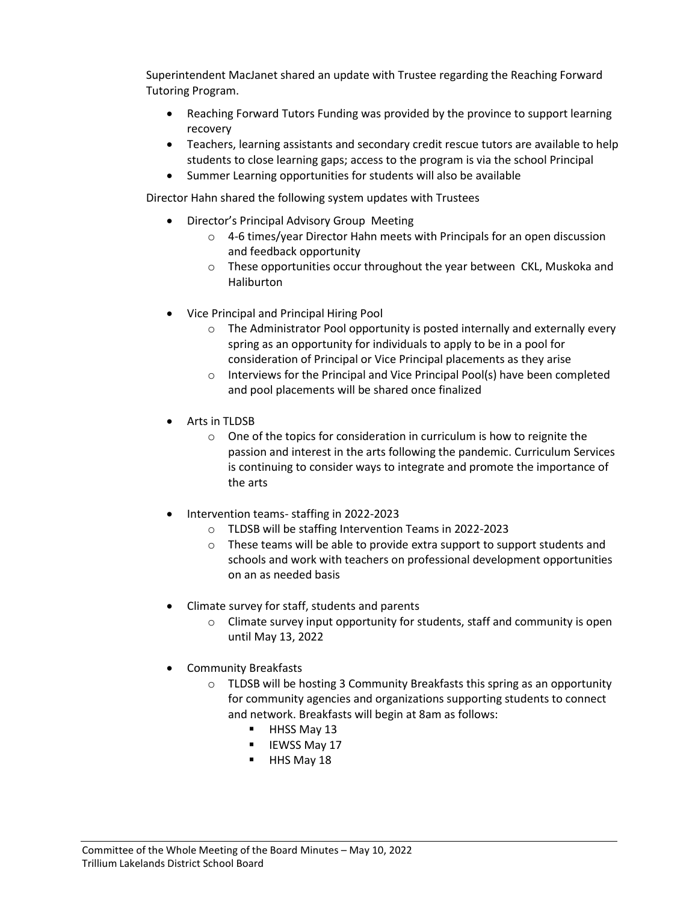Superintendent MacJanet shared an update with Trustee regarding the Reaching Forward Tutoring Program.

- Reaching Forward Tutors Funding was provided by the province to support learning recovery
- Teachers, learning assistants and secondary credit rescue tutors are available to help students to close learning gaps; access to the program is via the school Principal
- Summer Learning opportunities for students will also be available

Director Hahn shared the following system updates with Trustees

- Director's Principal Advisory Group Meeting
  - 4-6 times/year Director Hahn meets with Principals for an open discussion and feedback opportunity
  - These opportunities occur throughout the year between CKL, Muskoka and Haliburton

- Vice Principal and Principal Hiring Pool
  - The Administrator Pool opportunity is posted internally and externally every spring as an opportunity for individuals to apply to be in a pool for consideration of Principal or Vice Principal placements as they arise
  - Interviews for the Principal and Vice Principal Pool(s) have been completed and pool placements will be shared once finalized

- Arts in TLDSB
  - One of the topics for consideration in curriculum is how to reignite the passion and interest in the arts following the pandemic. Curriculum Services is continuing to consider ways to integrate and promote the importance of the arts

- Intervention teams- staffing in 2022-2023
  - TLDSB will be staffing Intervention Teams in 2022-2023
  - These teams will be able to provide extra support to support students and schools and work with teachers on professional development opportunities on an as needed basis

- Climate survey for staff, students and parents
  - Climate survey input opportunity for students, staff and community is open until May 13, 2022

- Community Breakfasts
  - TLDSB will be hosting 3 Community Breakfasts this spring as an opportunity for community agencies and organizations supporting students to connect and network. Breakfasts will begin at 8am as follows:
    - HHSS May 13
    - IEWSS May 17
    - HHS May 18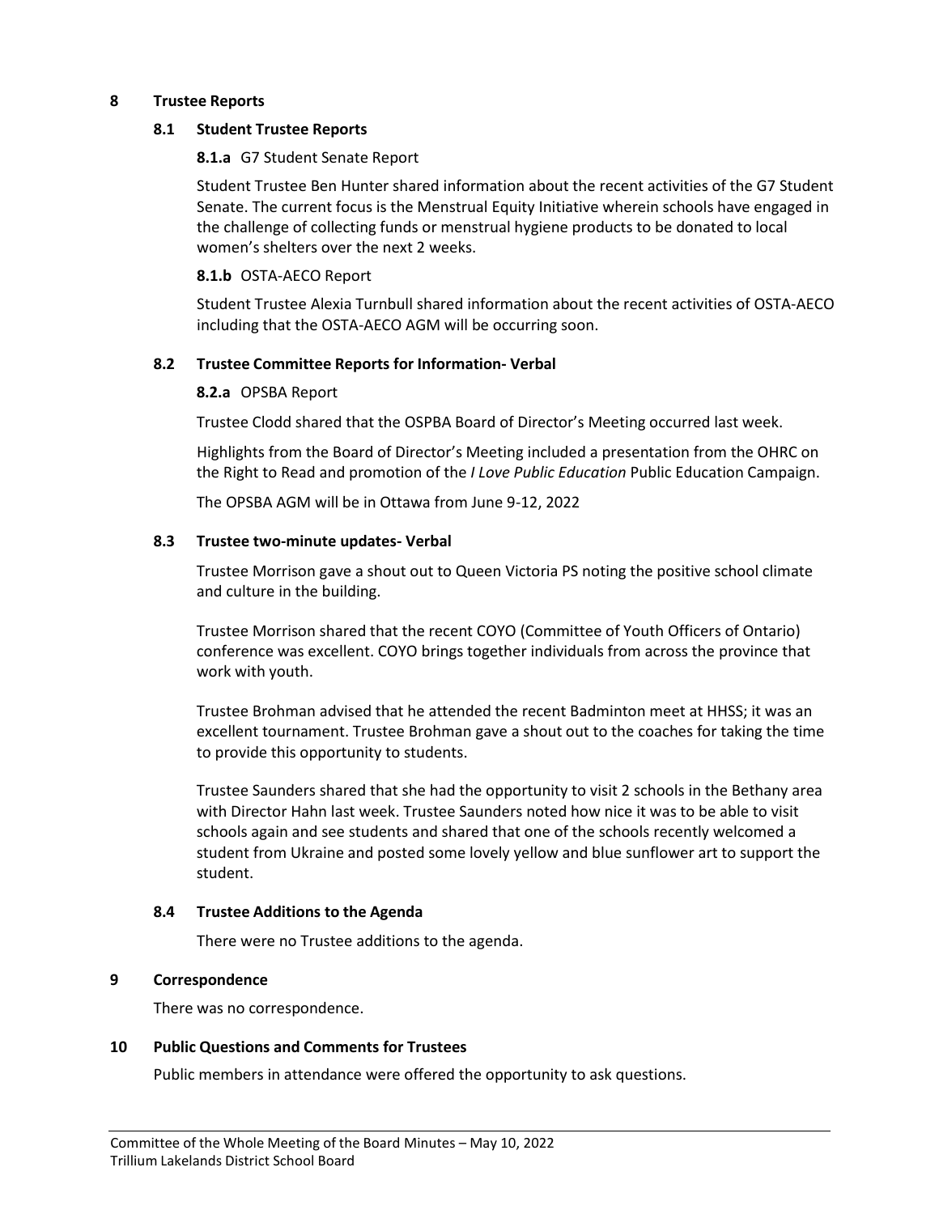## 8 Trustee Reports

### 8.1 Student Trustee Reports

**8.1.a** G7 Student Senate Report

Student Trustee Ben Hunter shared information about the recent activities of the G7 Student Senate. The current focus is the Menstrual Equity Initiative wherein schools have engaged in the challenge of collecting funds or menstrual hygiene products to be donated to local women's shelters over the next 2 weeks.

**8.1.b** OSTA-AECO Report

Student Trustee Alexia Turnbull shared information about the recent activities of OSTA-AECO including that the OSTA-AECO AGM will be occurring soon.

### 8.2 Trustee Committee Reports for Information- Verbal

**8.2.a** OPSBA Report

Trustee Clodd shared that the OSPBA Board of Director's Meeting occurred last week.

Highlights from the Board of Director's Meeting included a presentation from the OHRC on the Right to Read and promotion of the *I Love Public Education* Public Education Campaign.

The OPSBA AGM will be in Ottawa from June 9-12, 2022

### 8.3 Trustee two-minute updates- Verbal

Trustee Morrison gave a shout out to Queen Victoria PS noting the positive school climate and culture in the building.

Trustee Morrison shared that the recent COYO (Committee of Youth Officers of Ontario) conference was excellent. COYO brings together individuals from across the province that work with youth.

Trustee Brohman advised that he attended the recent Badminton meet at HHSS; it was an excellent tournament. Trustee Brohman gave a shout out to the coaches for taking the time to provide this opportunity to students.

Trustee Saunders shared that she had the opportunity to visit 2 schools in the Bethany area with Director Hahn last week. Trustee Saunders noted how nice it was to be able to visit schools again and see students and shared that one of the schools recently welcomed a student from Ukraine and posted some lovely yellow and blue sunflower art to support the student.

### 8.4 Trustee Additions to the Agenda

There were no Trustee additions to the agenda.

## 9 Correspondence

There was no correspondence.

## 10 Public Questions and Comments for Trustees

Public members in attendance were offered the opportunity to ask questions.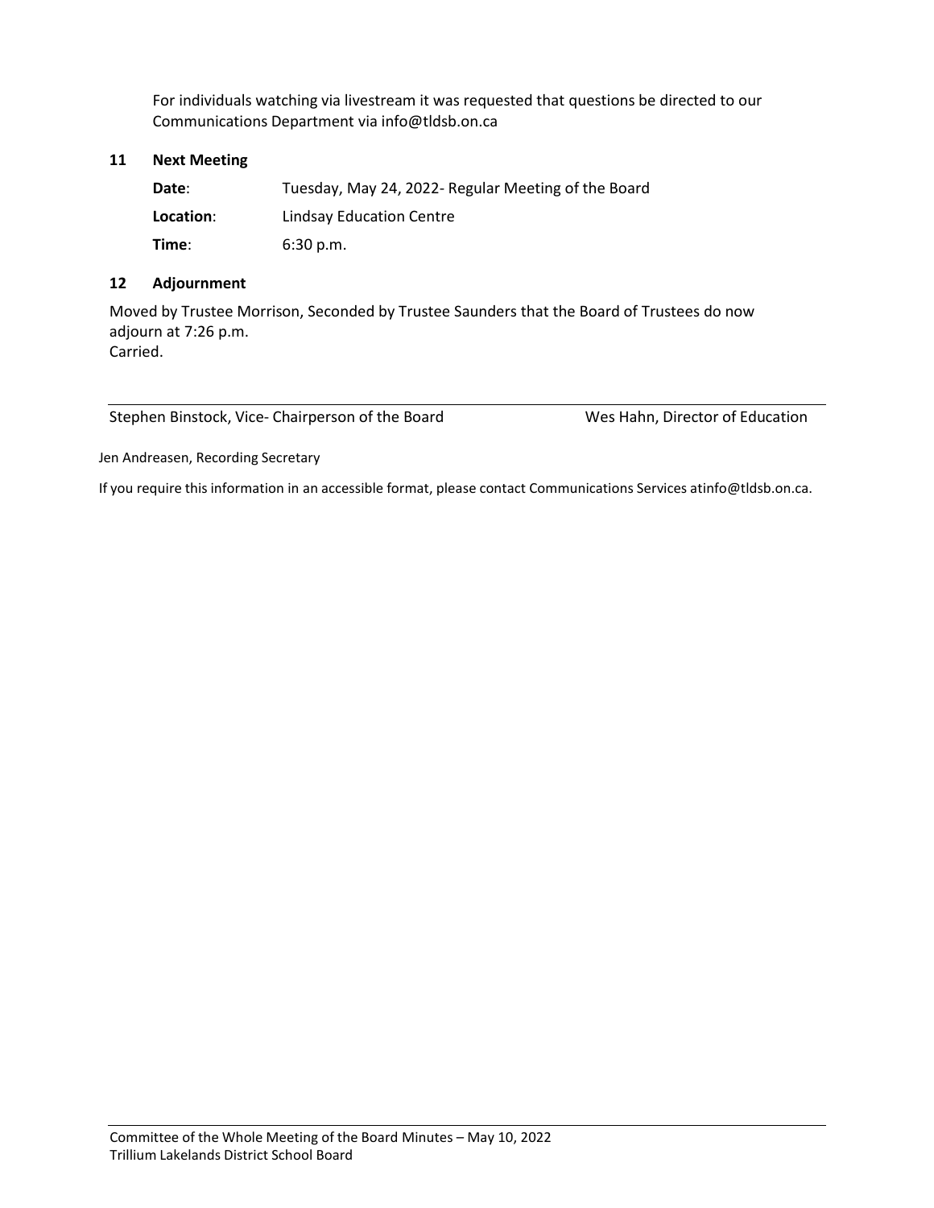For individuals watching via livestream it was requested that questions be directed to our Communications Department via info@tldsb.on.ca

## 11 Next Meeting

**Date**: Tuesday, May 24, 2022- Regular Meeting of the Board

**Location**: Lindsay Education Centre

**Time**: 6:30 p.m.

## 12 Adjournment

Moved by Trustee Morrison, Seconded by Trustee Saunders that the Board of Trustees do now adjourn at 7:26 p.m.
Carried.

Stephen Binstock, Vice- Chairperson of the Board

Wes Hahn, Director of Education

Jen Andreasen, Recording Secretary

If you require this information in an accessible format, please contact Communications Services atinfo@tldsb.on.ca.